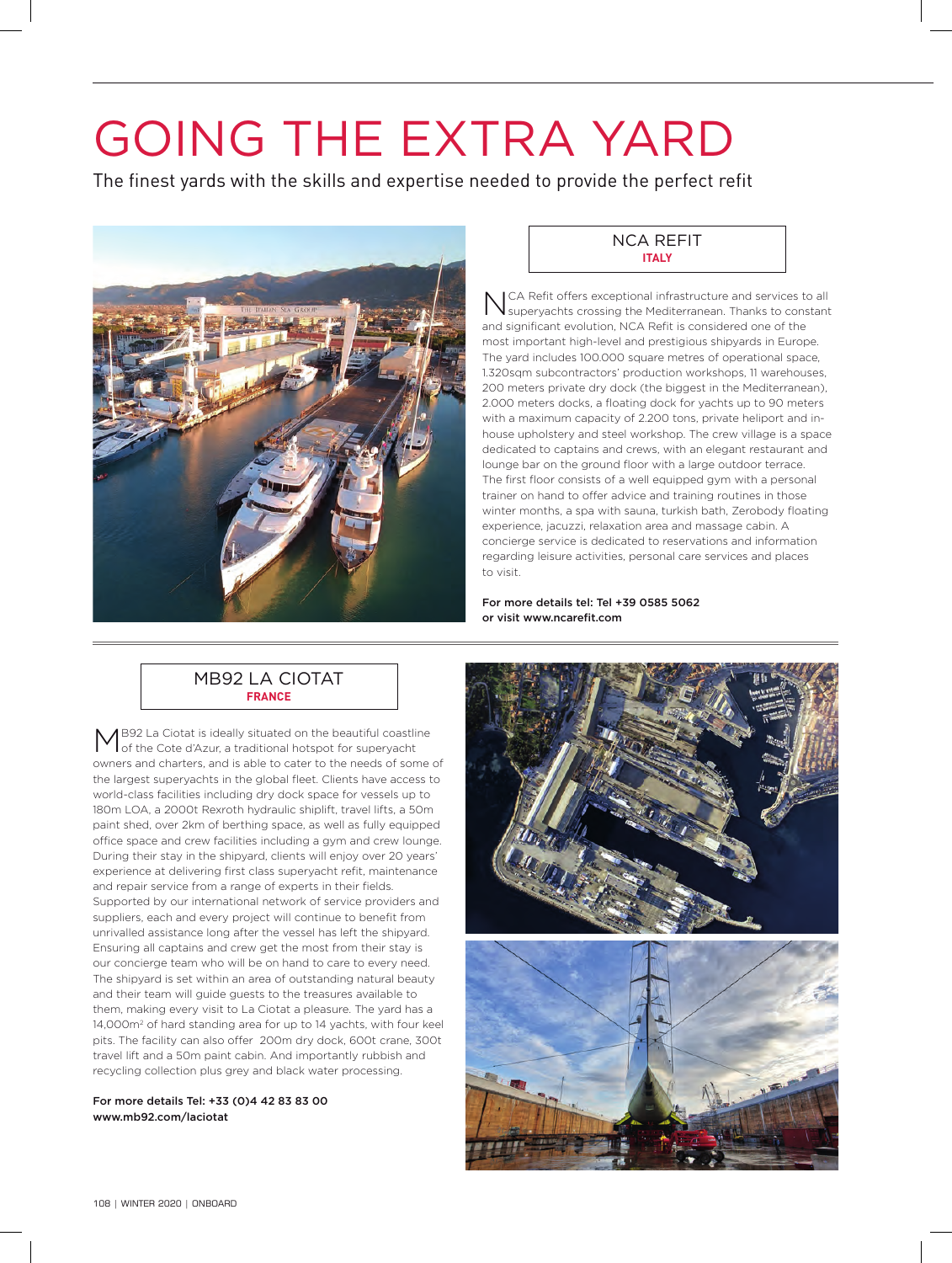# GOING THE EXTRA YARD

The finest yards with the skills and expertise needed to provide the perfect refit

## NCA REFIT

**ITALY**

NCA Refit offers exceptional infrastructure and services to all superyachts crossing the Mediterranean. Thanks to constant and significant evolution, NCA Refit is considered one of the most important high-level and prestigious shipyards in Europe. The yard includes 100.000 square metres of operational space, 1.320sqm subcontractors' production workshops, 11 warehouses, 200 meters private dry dock (the biggest in the Mediterranean), 2.000 meters docks, a floating dock for yachts up to 90 meters with a maximum capacity of 2.200 tons, private heliport and in-house upholstery and steel workshop. The crew village is a space dedicated to captains and crews, with an elegant restaurant and lounge bar on the ground floor with a large outdoor terrace. The first floor consists of a well equipped gym with a personal trainer on hand to offer advice and training routines in those winter months, a spa with sauna, turkish bath, Zerobody floating experience, jacuzzi, relaxation area and massage cabin. A concierge service is dedicated to reservations and information regarding leisure activities, personal care services and places to visit.

**For more details tel: Tel +39 0585 5062 or visit www.ncarefit.com**

## MB92 LA CIOTAT

**FRANCE**

MB92 La Ciotat is ideally situated on the beautiful coastline of the Cote d'Azur, a traditional hotspot for superyacht owners and charters, and is able to cater to the needs of some of the largest superyachts in the global fleet. Clients have access to world-class facilities including dry dock space for vessels up to 180m LOA, a 2000t Rexroth hydraulic shiplift, travel lifts, a 50m paint shed, over 2km of berthing space, as well as fully equipped office space and crew facilities including a gym and crew lounge. During their stay in the shipyard, clients will enjoy over 20 years' experience at delivering first class superyacht refit, maintenance and repair service from a range of experts in their fields. Supported by our international network of service providers and suppliers, each and every project will continue to benefit from unrivalled assistance long after the vessel has left the shipyard. Ensuring all captains and crew get the most from their stay is our concierge team who will be on hand to care to every need. The shipyard is set within an area of outstanding natural beauty and their team will guide guests to the treasures available to them, making every visit to La Ciotat a pleasure. The yard has a 14,000m² of hard standing area for up to 14 yachts, with four keel pits. The facility can also offer 200m dry dock, 600t crane, 300t travel lift and a 50m paint cabin. And importantly rubbish and recycling collection plus grey and black water processing.

**For more details Tel: +33 (0)4 42 83 83 00 www.mb92.com/laciotat**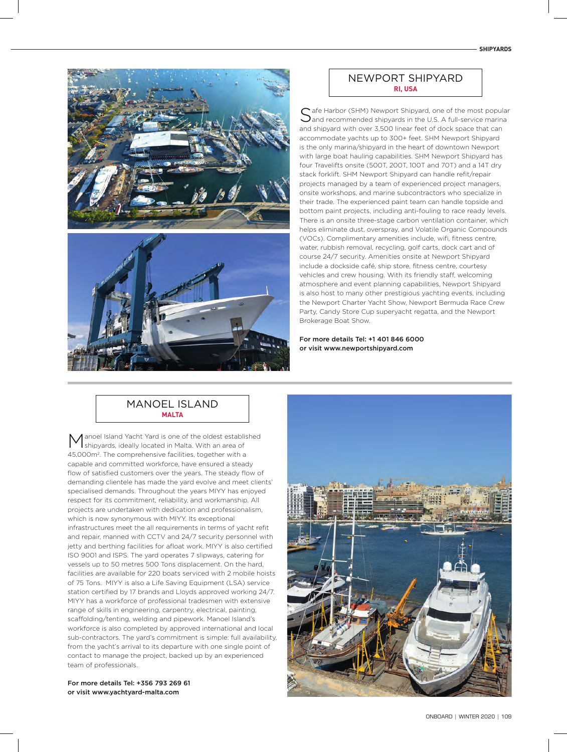## NEWPORT SHIPYARD

**RI, USA**

Safe Harbor (SHM) Newport Shipyard, one of the most popular and recommended shipyards in the U.S. A full-service marina and shipyard with over 3,500 linear feet of dock space that can accommodate yachts up to 300+ feet. SHM Newport Shipyard is the only marina/shipyard in the heart of downtown Newport with large boat hauling capabilities. SHM Newport Shipyard has four Travelifts onsite (500T, 200T, 100T and 70T) and a 14T dry stack forklift. SHM Newport Shipyard can handle refit/repair projects managed by a team of experienced project managers, onsite workshops, and marine subcontractors who specialize in their trade. The experienced paint team can handle topside and bottom paint projects, including anti-fouling to race ready levels. There is an onsite three-stage carbon ventilation container, which helps eliminate dust, overspray, and Volatile Organic Compounds (VOCs). Complimentary amenities include, wifi, fitness centre, water, rubbish removal, recycling, golf carts, dock cart and of course 24/7 security. Amenities onsite at Newport Shipyard include a dockside café, ship store, fitness centre, courtesy vehicles and crew housing. With its friendly staff, welcoming atmosphere and event planning capabilities, Newport Shipyard is also host to many other prestigious yachting events, including the Newport Charter Yacht Show, Newport Bermuda Race Crew Party, Candy Store Cup superyacht regatta, and the Newport Brokerage Boat Show.

**For more details Tel: +1 401 846 6000**
**or visit www.newportshipyard.com**

## MANOEL ISLAND

**MALTA**

Manoel Island Yacht Yard is one of the oldest established shipyards, ideally located in Malta. With an area of 45,000m². The comprehensive facilities, together with a capable and committed workforce, have ensured a steady flow of satisfied customers over the years. The steady flow of demanding clientele has made the yard evolve and meet clients' specialised demands. Throughout the years MIYY has enjoyed respect for its commitment, reliability, and workmanship. All projects are undertaken with dedication and professionalism, which is now synonymous with MIYY. Its exceptional infrastructures meet the all requirements in terms of yacht refit and repair, manned with CCTV and 24/7 security personnel with jetty and berthing facilities for afloat work. MIYY is also certified ISO 9001 and ISPS. The yard operates 7 slipways, catering for vessels up to 50 metres 500 Tons displacement. On the hard, facilities are available for 220 boats serviced with 2 mobile hoists of 75 Tons. MIYY is also a Life Saving Equipment (LSA) service station certified by 17 brands and Lloyds approved working 24/7. MIYY has a workforce of professional tradesmen with extensive range of skills in engineering, carpentry, electrical, painting, scaffolding/tenting, welding and pipework. Manoel Island's workforce is also completed by approved international and local sub-contractors. The yard's commitment is simple: full availability, from the yacht's arrival to its departure with one single point of contact to manage the project, backed up by an experienced team of professionals.

**For more details Tel: +356 793 269 61**
**or visit www.yachtyard-malta.com**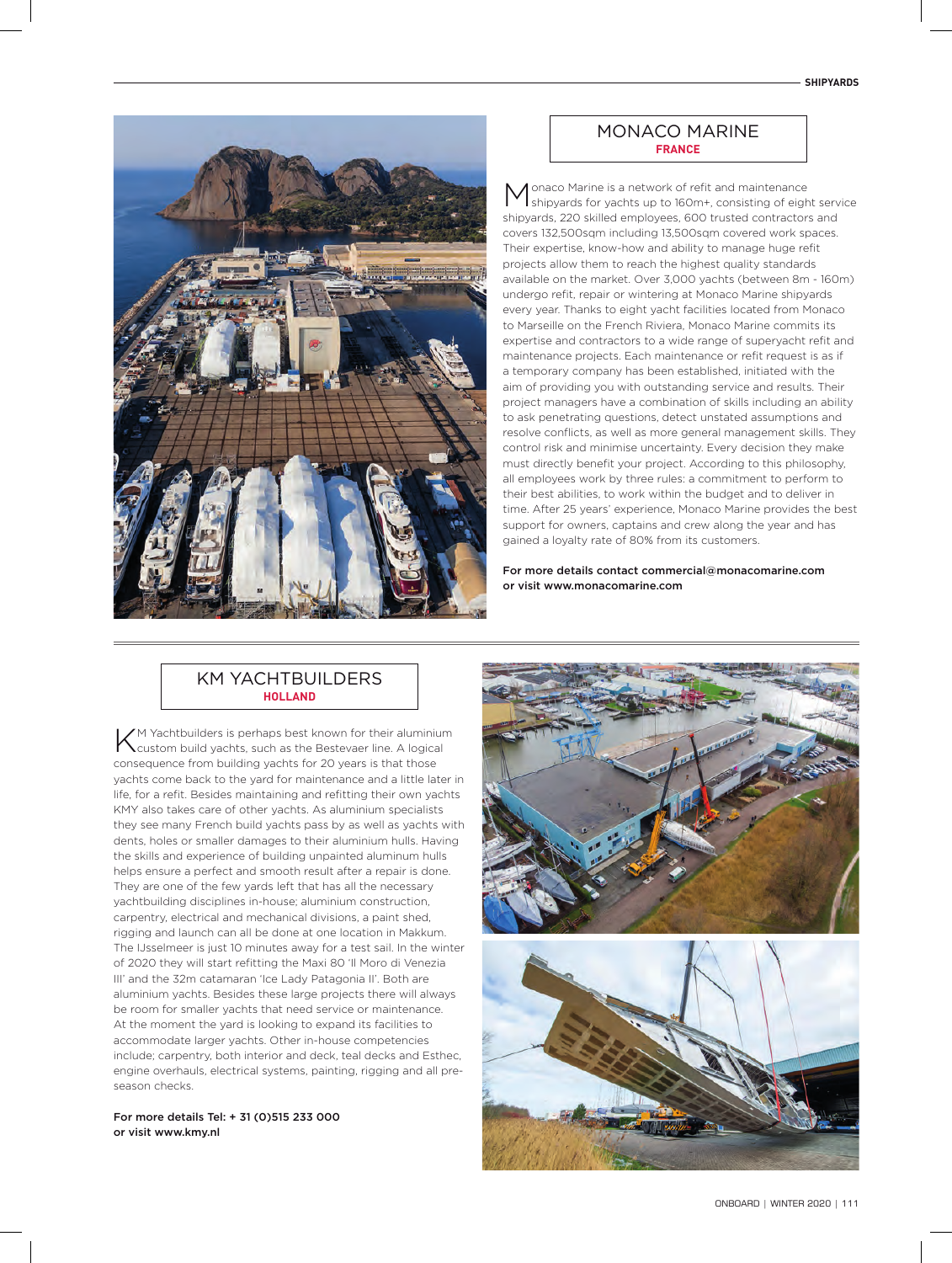## MONACO MARINE

**FRANCE**

Monaco Marine is a network of refit and maintenance shipyards for yachts up to 160m+, consisting of eight service shipyards, 220 skilled employees, 600 trusted contractors and covers 132,500sqm including 13,500sqm covered work spaces. Their expertise, know-how and ability to manage huge refit projects allow them to reach the highest quality standards available on the market. Over 3,000 yachts (between 8m - 160m) undergo refit, repair or wintering at Monaco Marine shipyards every year. Thanks to eight yacht facilities located from Monaco to Marseille on the French Riviera, Monaco Marine commits its expertise and contractors to a wide range of superyacht refit and maintenance projects. Each maintenance or refit request is as if a temporary company has been established, initiated with the aim of providing you with outstanding service and results. Their project managers have a combination of skills including an ability to ask penetrating questions, detect unstated assumptions and resolve conflicts, as well as more general management skills. They control risk and minimise uncertainty. Every decision they make must directly benefit your project. According to this philosophy, all employees work by three rules: a commitment to perform to their best abilities, to work within the budget and to deliver in time. After 25 years' experience, Monaco Marine provides the best support for owners, captains and crew along the year and has gained a loyalty rate of 80% from its customers.

**For more details contact commercial@monacomarine.com or visit www.monacomarine.com**

## KM YACHTBUILDERS

**HOLLAND**

KM Yachtbuilders is perhaps best known for their aluminium custom build yachts, such as the Bestevaer line. A logical consequence from building yachts for 20 years is that those yachts come back to the yard for maintenance and a little later in life, for a refit. Besides maintaining and refitting their own yachts KMY also takes care of other yachts. As aluminium specialists they see many French build yachts pass by as well as yachts with dents, holes or smaller damages to their aluminium hulls. Having the skills and experience of building unpainted aluminum hulls helps ensure a perfect and smooth result after a repair is done. They are one of the few yards left that has all the necessary yachtbuilding disciplines in-house; aluminium construction, carpentry, electrical and mechanical divisions, a paint shed, rigging and launch can all be done at one location in Makkum. The IJsselmeer is just 10 minutes away for a test sail. In the winter of 2020 they will start refitting the Maxi 80 'Il Moro di Venezia III' and the 32m catamaran 'Ice Lady Patagonia II'. Both are aluminium yachts. Besides these large projects there will always be room for smaller yachts that need service or maintenance. At the moment the yard is looking to expand its facilities to accommodate larger yachts. Other in-house competencies include; carpentry, both interior and deck, teal decks and Esthec, engine overhauls, electrical systems, painting, rigging and all pre-season checks.

**For more details Tel: + 31 (0)515 233 000 or visit www.kmy.nl**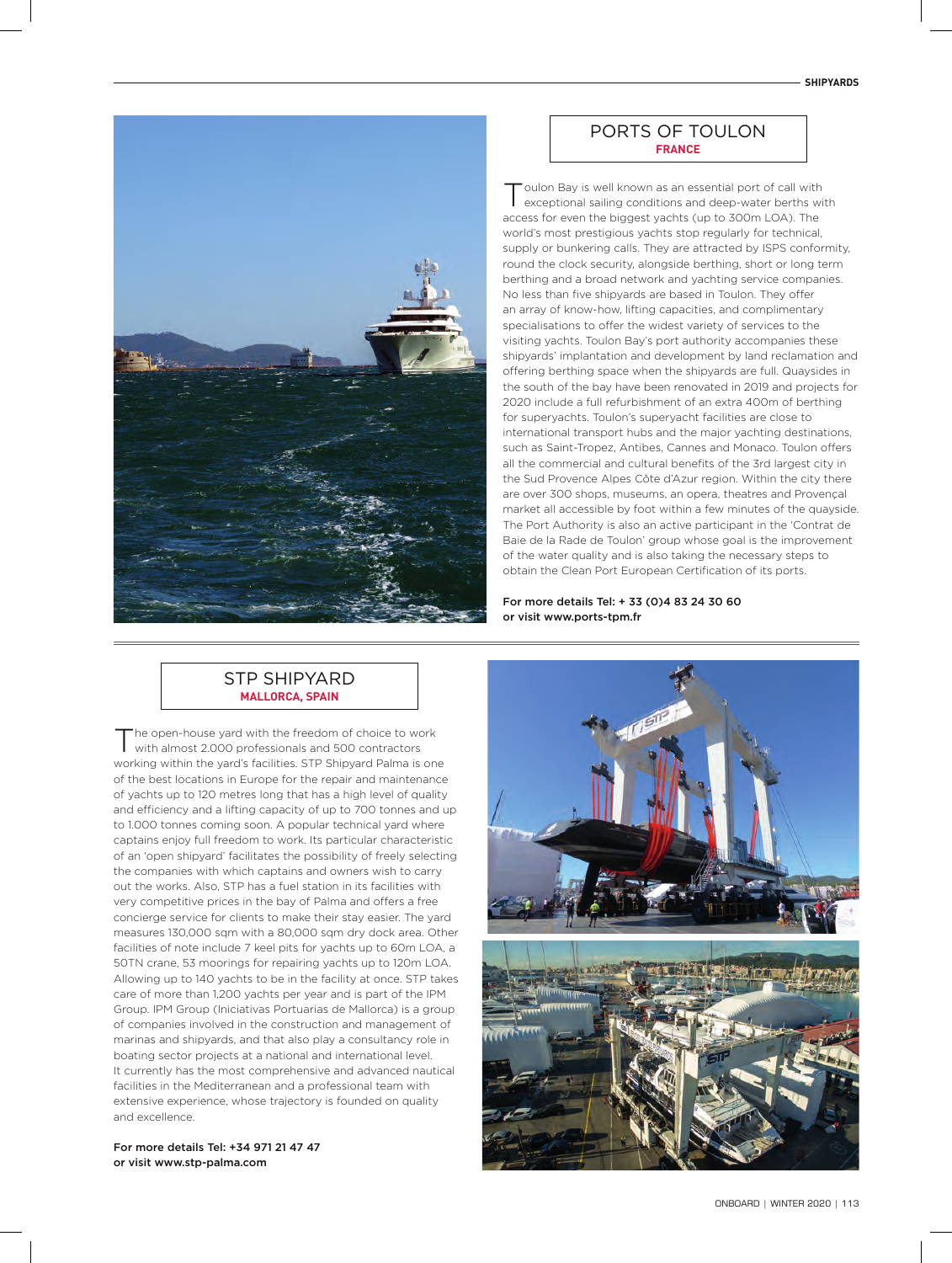## PORTS OF TOULON

**FRANCE**

Toulon Bay is well known as an essential port of call with exceptional sailing conditions and deep-water berths with access for even the biggest yachts (up to 300m LOA). The world's most prestigious yachts stop regularly for technical, supply or bunkering calls. They are attracted by ISPS conformity, round the clock security, alongside berthing, short or long term berthing and a broad network and yachting service companies. No less than five shipyards are based in Toulon. They offer an array of know-how, lifting capacities, and complimentary specialisations to offer the widest variety of services to the visiting yachts. Toulon Bay's port authority accompanies these shipyards' implantation and development by land reclamation and offering berthing space when the shipyards are full. Quaysides in the south of the bay have been renovated in 2019 and projects for 2020 include a full refurbishment of an extra 400m of berthing for superyachts. Toulon's superyacht facilities are close to international transport hubs and the major yachting destinations, such as Saint-Tropez, Antibes, Cannes and Monaco. Toulon offers all the commercial and cultural benefits of the 3rd largest city in the Sud Provence Alpes Côte d'Azur region. Within the city there are over 300 shops, museums, an opera, theatres and Provençal market all accessible by foot within a few minutes of the quayside. The Port Authority is also an active participant in the 'Contrat de Baie de la Rade de Toulon' group whose goal is the improvement of the water quality and is also taking the necessary steps to obtain the Clean Port European Certification of its ports.

**For more details Tel: + 33 (0)4 83 24 30 60 or visit www.ports-tpm.fr**

## STP SHIPYARD

**MALLORCA, SPAIN**

The open-house yard with the freedom of choice to work with almost 2.000 professionals and 500 contractors working within the yard's facilities. STP Shipyard Palma is one of the best locations in Europe for the repair and maintenance of yachts up to 120 metres long that has a high level of quality and efficiency and a lifting capacity of up to 700 tonnes and up to 1.000 tonnes coming soon. A popular technical yard where captains enjoy full freedom to work. Its particular characteristic of an 'open shipyard' facilitates the possibility of freely selecting the companies with which captains and owners wish to carry out the works. Also, STP has a fuel station in its facilities with very competitive prices in the bay of Palma and offers a free concierge service for clients to make their stay easier. The yard measures 130,000 sqm with a 80,000 sqm dry dock area. Other facilities of note include 7 keel pits for yachts up to 60m LOA, a 50TN crane, 53 moorings for repairing yachts up to 120m LOA. Allowing up to 140 yachts to be in the facility at once. STP takes care of more than 1,200 yachts per year and is part of the IPM Group. IPM Group (Iniciativas Portuarias de Mallorca) is a group of companies involved in the construction and management of marinas and shipyards, and that also play a consultancy role in boating sector projects at a national and international level. It currently has the most comprehensive and advanced nautical facilities in the Mediterranean and a professional team with extensive experience, whose trajectory is founded on quality and excellence.

**For more details Tel: +34 971 21 47 47 or visit www.stp-palma.com**